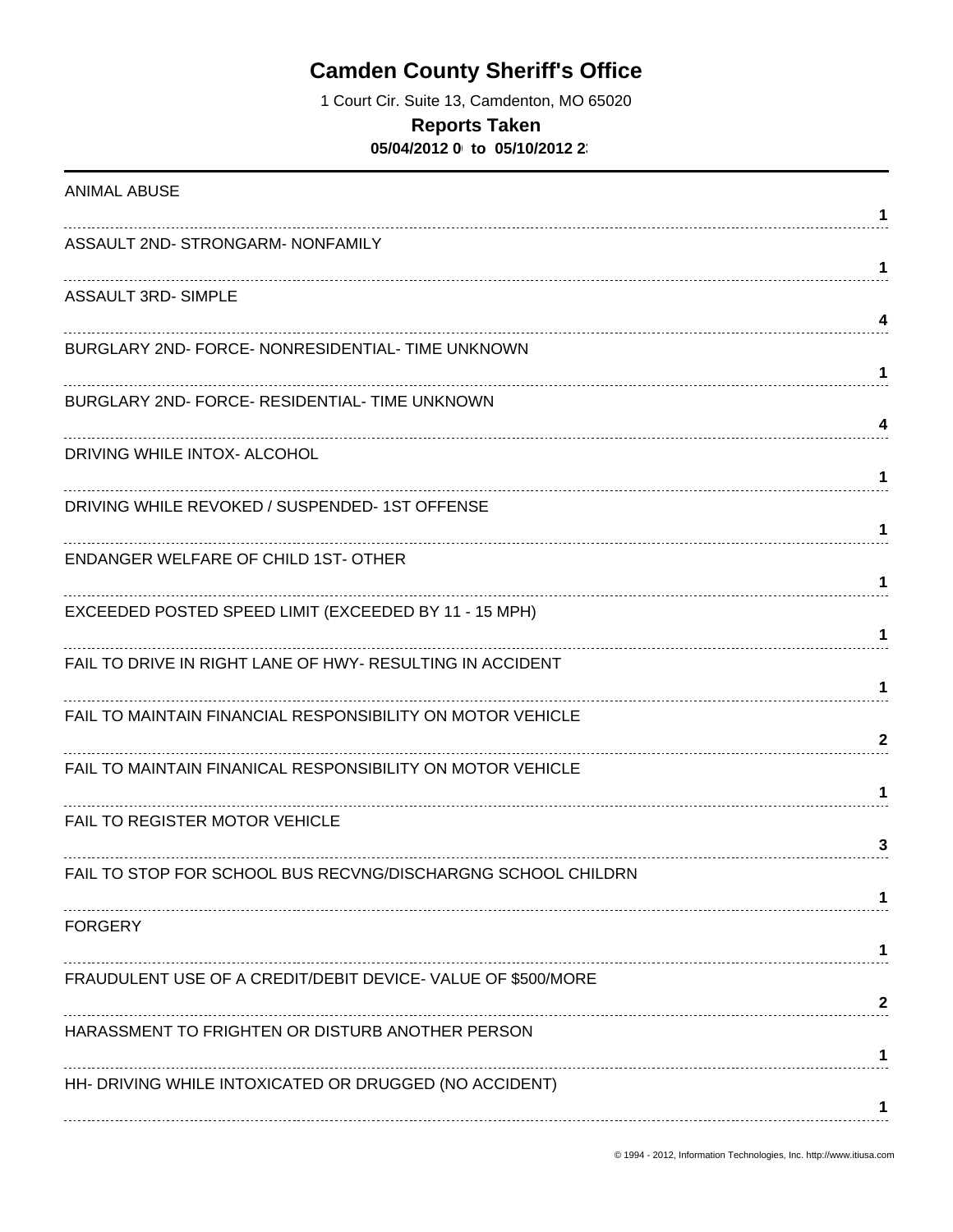# Camden County Sheriff's Office

1 Court Cir. Suite 13, Camdenton, MO 65020

## Reports Taken

**05/04/2012 0 to 05/10/2012 2**

| Offense | Count |
|---|---|
| ANIMAL ABUSE | 1 |
| ASSAULT 2ND- STRONGARM- NONFAMILY | 1 |
| ASSAULT 3RD- SIMPLE | 4 |
| BURGLARY 2ND- FORCE- NONRESIDENTIAL- TIME UNKNOWN | 1 |
| BURGLARY 2ND- FORCE- RESIDENTIAL- TIME UNKNOWN | 4 |
| DRIVING WHILE INTOX- ALCOHOL | 1 |
| DRIVING WHILE REVOKED / SUSPENDED- 1ST OFFENSE | 1 |
| ENDANGER WELFARE OF CHILD 1ST- OTHER | 1 |
| EXCEEDED POSTED SPEED LIMIT (EXCEEDED BY 11 - 15 MPH) | 1 |
| FAIL TO DRIVE IN RIGHT LANE OF HWY- RESULTING IN ACCIDENT | 1 |
| FAIL TO MAINTAIN FINANCIAL RESPONSIBILITY ON MOTOR VEHICLE | 2 |
| FAIL TO MAINTAIN FINANICAL RESPONSIBILITY ON MOTOR VEHICLE | 1 |
| FAIL TO REGISTER MOTOR VEHICLE | 3 |
| FAIL TO STOP FOR SCHOOL BUS RECVNG/DISCHARGNG SCHOOL CHILDRN | 1 |
| FORGERY | 1 |
| FRAUDULENT USE OF A CREDIT/DEBIT DEVICE- VALUE OF $500/MORE | 2 |
| HARASSMENT TO FRIGHTEN OR DISTURB ANOTHER PERSON | 1 |
| HH- DRIVING WHILE INTOXICATED OR DRUGGED (NO ACCIDENT) | 1 |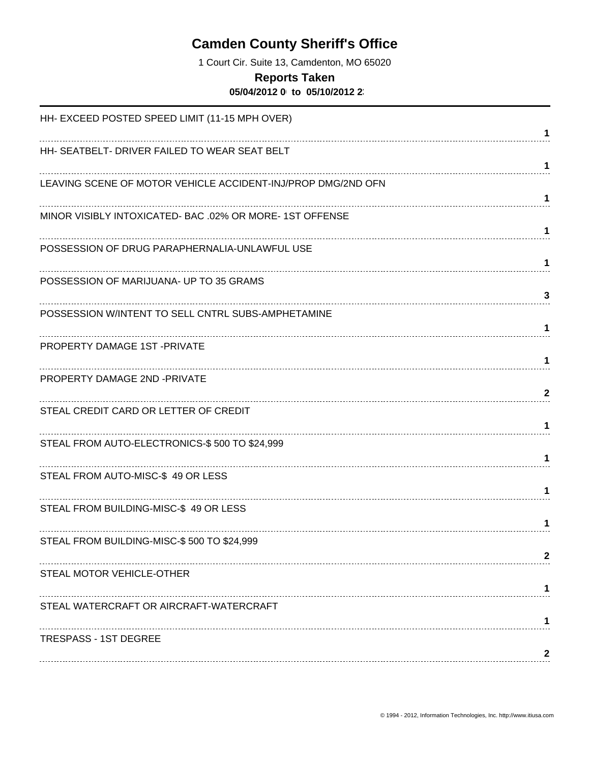# Camden County Sheriff's Office

1 Court Cir. Suite 13, Camdenton, MO 65020

**Reports Taken**

**05/04/2012 0 to 05/10/2012 2**

| Offense | Count |
|---|---|
| HH- EXCEED POSTED SPEED LIMIT (11-15 MPH OVER) | 1 |
| HH- SEATBELT- DRIVER FAILED TO WEAR SEAT BELT | 1 |
| LEAVING SCENE OF MOTOR VEHICLE ACCIDENT-INJ/PROP DMG/2ND OFN | 1 |
| MINOR VISIBLY INTOXICATED- BAC .02% OR MORE- 1ST OFFENSE | 1 |
| POSSESSION OF DRUG PARAPHERNALIA-UNLAWFUL USE | 1 |
| POSSESSION OF MARIJUANA- UP TO 35 GRAMS | 3 |
| POSSESSION W/INTENT TO SELL CNTRL SUBS-AMPHETAMINE | 1 |
| PROPERTY DAMAGE 1ST -PRIVATE | 1 |
| PROPERTY DAMAGE 2ND -PRIVATE | 2 |
| STEAL CREDIT CARD OR LETTER OF CREDIT | 1 |
| STEAL FROM AUTO-ELECTRONICS-$ 500 TO $24,999 | 1 |
| STEAL FROM AUTO-MISC-$ 49 OR LESS | 1 |
| STEAL FROM BUILDING-MISC-$ 49 OR LESS | 1 |
| STEAL FROM BUILDING-MISC-$ 500 TO $24,999 | 2 |
| STEAL MOTOR VEHICLE-OTHER | 1 |
| STEAL WATERCRAFT OR AIRCRAFT-WATERCRAFT | 1 |
| TRESPASS - 1ST DEGREE | 2 |

© 1994 - 2012, Information Technologies, Inc. http://www.itiusa.com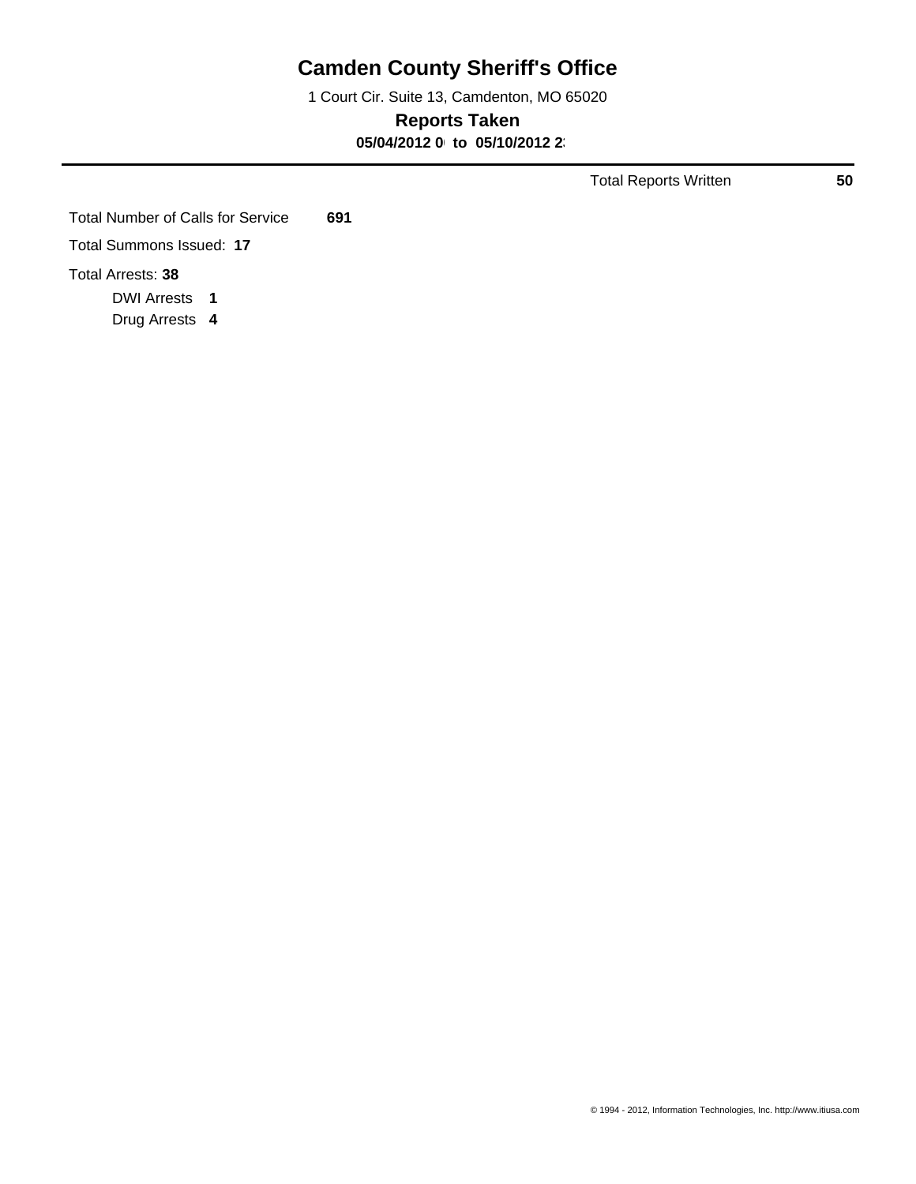# Camden County Sheriff's Office

1 Court Cir. Suite 13, Camdenton, MO 65020

**Reports Taken**

**05/04/2012 0 to 05/10/2012 2**

Total Reports Written **50**

Total Number of Calls for Service **691**

Total Summons Issued: **17**

Total Arrests: **38**

- DWI Arrests **1**
- Drug Arrests **4**

© 1994 - 2012, Information Technologies, Inc. http://www.itiusa.com